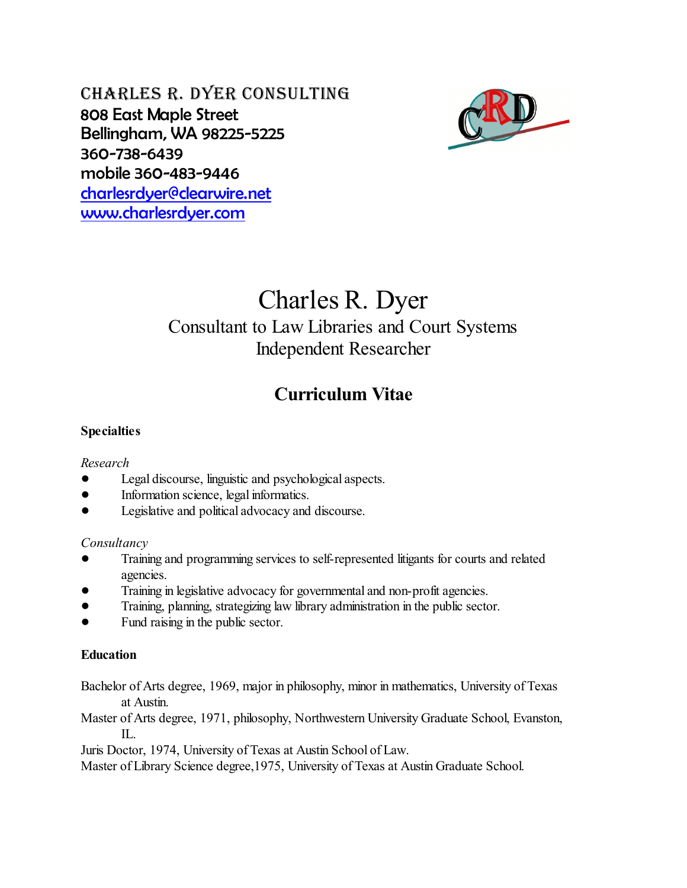CHARLES R. DYER CONSULTING
808 East Maple Street
Bellingham, WA 98225-5225
360-738-6439
mobile 360-483-9446
charlesrdyer@clearwire.net
www.charlesrdyer.com

# Charles R. Dyer

Consultant to Law Libraries and Court Systems
Independent Researcher

## Curriculum Vitae

### Specialties

*Research*

- Legal discourse, linguistic and psychological aspects.
- Information science, legal informatics.
- Legislative and political advocacy and discourse.

*Consultancy*

- Training and programming services to self-represented litigants for courts and related agencies.
- Training in legislative advocacy for governmental and non-profit agencies.
- Training, planning, strategizing law library administration in the public sector.
- Fund raising in the public sector.

### Education

Bachelor of Arts degree, 1969, major in philosophy, minor in mathematics, University of Texas at Austin.

Master of Arts degree, 1971, philosophy, Northwestern University Graduate School, Evanston, IL.

Juris Doctor, 1974, University of Texas at Austin School of Law.

Master of Library Science degree,1975, University of Texas at Austin Graduate School.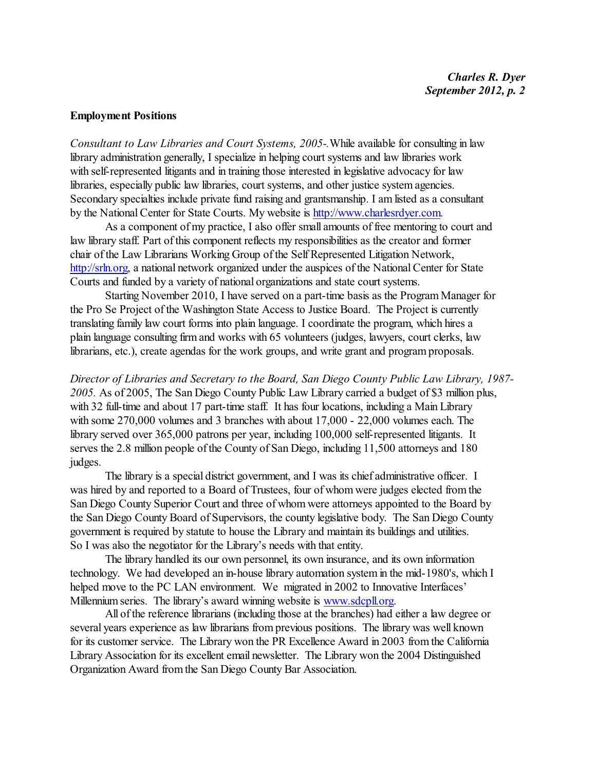**Employment Positions**

*Consultant to Law Libraries and Court Systems, 2005-.* While available for consulting in law library administration generally, I specialize in helping court systems and law libraries work with self-represented litigants and in training those interested in legislative advocacy for law libraries, especially public law libraries, court systems, and other justice system agencies. Secondary specialties include private fund raising and grantsmanship. I am listed as a consultant by the National Center for State Courts. My website is http://www.charlesrdyer.com.

As a component of my practice, I also offer small amounts of free mentoring to court and law library staff. Part of this component reflects my responsibilities as the creator and former chair of the Law Librarians Working Group of the Self Represented Litigation Network, http://srln.org, a national network organized under the auspices of the National Center for State Courts and funded by a variety of national organizations and state court systems.

Starting November 2010, I have served on a part-time basis as the Program Manager for the Pro Se Project of the Washington State Access to Justice Board. The Project is currently translating family law court forms into plain language. I coordinate the program, which hires a plain language consulting firm and works with 65 volunteers (judges, lawyers, court clerks, law librarians, etc.), create agendas for the work groups, and write grant and program proposals.

*Director of Libraries and Secretary to the Board, San Diego County Public Law Library, 1987-2005.* As of 2005, The San Diego County Public Law Library carried a budget of $3 million plus, with 32 full-time and about 17 part-time staff. It has four locations, including a Main Library with some 270,000 volumes and 3 branches with about 17,000 - 22,000 volumes each. The library served over 365,000 patrons per year, including 100,000 self-represented litigants. It serves the 2.8 million people of the County of San Diego, including 11,500 attorneys and 180 judges.

The library is a special district government, and I was its chief administrative officer. I was hired by and reported to a Board of Trustees, four of whom were judges elected from the San Diego County Superior Court and three of whom were attorneys appointed to the Board by the San Diego County Board of Supervisors, the county legislative body. The San Diego County government is required by statute to house the Library and maintain its buildings and utilities. So I was also the negotiator for the Library's needs with that entity.

The library handled its our own personnel, its own insurance, and its own information technology. We had developed an in-house library automation system in the mid-1980's, which I helped move to the PC LAN environment. We migrated in 2002 to Innovative Interfaces' Millennium series. The library's award winning website is www.sdcpll.org.

All of the reference librarians (including those at the branches) had either a law degree or several years experience as law librarians from previous positions. The library was well known for its customer service. The Library won the PR Excellence Award in 2003 from the California Library Association for its excellent email newsletter. The Library won the 2004 Distinguished Organization Award from the San Diego County Bar Association.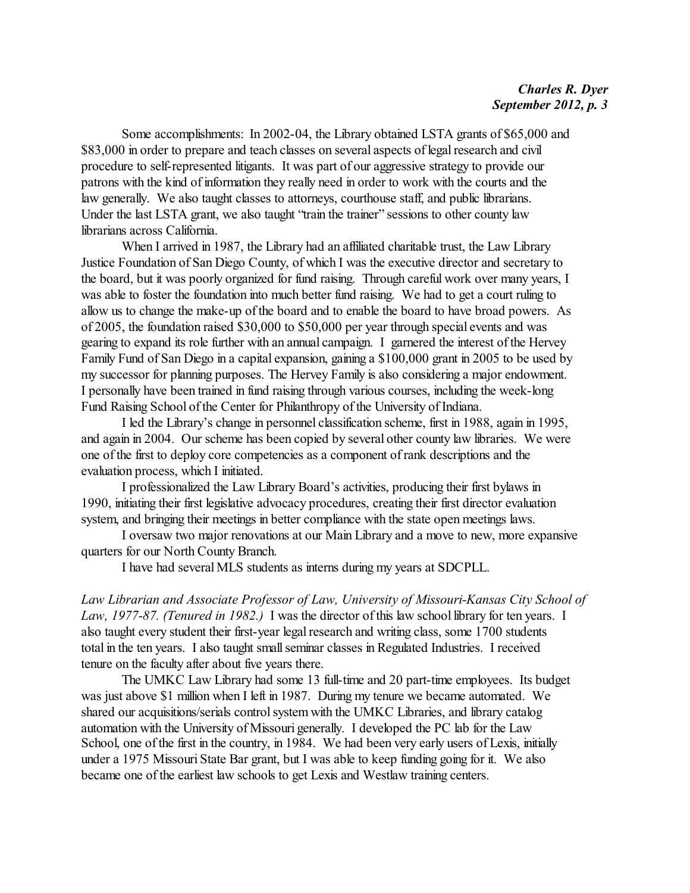Some accomplishments: In 2002-04, the Library obtained LSTA grants of $65,000 and $83,000 in order to prepare and teach classes on several aspects of legal research and civil procedure to self-represented litigants. It was part of our aggressive strategy to provide our patrons with the kind of information they really need in order to work with the courts and the law generally. We also taught classes to attorneys, courthouse staff, and public librarians. Under the last LSTA grant, we also taught "train the trainer" sessions to other county law librarians across California.

When I arrived in 1987, the Library had an affiliated charitable trust, the Law Library Justice Foundation of San Diego County, of which I was the executive director and secretary to the board, but it was poorly organized for fund raising. Through careful work over many years, I was able to foster the foundation into much better fund raising. We had to get a court ruling to allow us to change the make-up of the board and to enable the board to have broad powers. As of 2005, the foundation raised $30,000 to $50,000 per year through special events and was gearing to expand its role further with an annual campaign. I garnered the interest of the Hervey Family Fund of San Diego in a capital expansion, gaining a $100,000 grant in 2005 to be used by my successor for planning purposes. The Hervey Family is also considering a major endowment. I personally have been trained in fund raising through various courses, including the week-long Fund Raising School of the Center for Philanthropy of the University of Indiana.

I led the Library's change in personnel classification scheme, first in 1988, again in 1995, and again in 2004. Our scheme has been copied by several other county law libraries. We were one of the first to deploy core competencies as a component of rank descriptions and the evaluation process, which I initiated.

I professionalized the Law Library Board's activities, producing their first bylaws in 1990, initiating their first legislative advocacy procedures, creating their first director evaluation system, and bringing their meetings in better compliance with the state open meetings laws.

I oversaw two major renovations at our Main Library and a move to new, more expansive quarters for our North County Branch.

I have had several MLS students as interns during my years at SDCPLL.

*Law Librarian and Associate Professor of Law, University of Missouri-Kansas City School of Law, 1977-87. (Tenured in 1982.)* I was the director of this law school library for ten years. I also taught every student their first-year legal research and writing class, some 1700 students total in the ten years. I also taught small seminar classes in Regulated Industries. I received tenure on the faculty after about five years there.

The UMKC Law Library had some 13 full-time and 20 part-time employees. Its budget was just above $1 million when I left in 1987. During my tenure we became automated. We shared our acquisitions/serials control system with the UMKC Libraries, and library catalog automation with the University of Missouri generally. I developed the PC lab for the Law School, one of the first in the country, in 1984. We had been very early users of Lexis, initially under a 1975 Missouri State Bar grant, but I was able to keep funding going for it. We also became one of the earliest law schools to get Lexis and Westlaw training centers.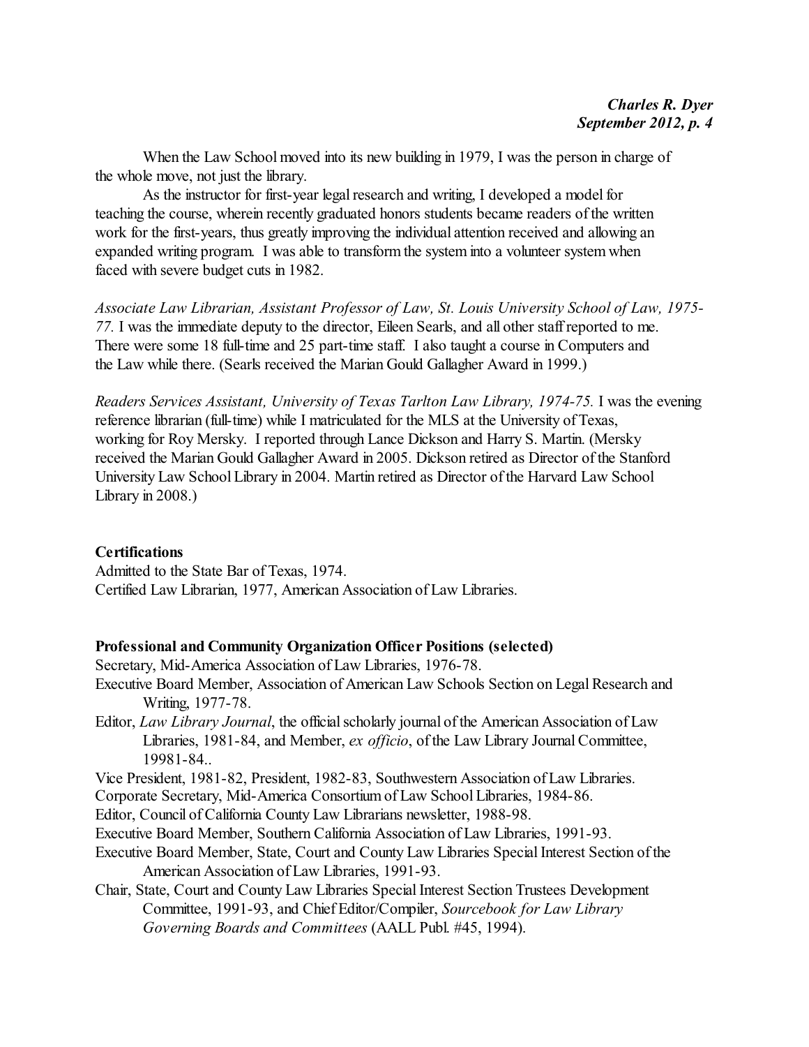When the Law School moved into its new building in 1979, I was the person in charge of the whole move, not just the library.

As the instructor for first-year legal research and writing, I developed a model for teaching the course, wherein recently graduated honors students became readers of the written work for the first-years, thus greatly improving the individual attention received and allowing an expanded writing program. I was able to transform the system into a volunteer system when faced with severe budget cuts in 1982.

*Associate Law Librarian, Assistant Professor of Law, St. Louis University School of Law, 1975-77.* I was the immediate deputy to the director, Eileen Searls, and all other staff reported to me. There were some 18 full-time and 25 part-time staff. I also taught a course in Computers and the Law while there. (Searls received the Marian Gould Gallagher Award in 1999.)

*Readers Services Assistant, University of Texas Tarlton Law Library, 1974-75.* I was the evening reference librarian (full-time) while I matriculated for the MLS at the University of Texas, working for Roy Mersky. I reported through Lance Dickson and Harry S. Martin. (Mersky received the Marian Gould Gallagher Award in 2005. Dickson retired as Director of the Stanford University Law School Library in 2004. Martin retired as Director of the Harvard Law School Library in 2008.)

**Certifications**

Admitted to the State Bar of Texas, 1974.
Certified Law Librarian, 1977, American Association of Law Libraries.

**Professional and Community Organization Officer Positions (selected)**

Secretary, Mid-America Association of Law Libraries, 1976-78.

Executive Board Member, Association of American Law Schools Section on Legal Research and Writing, 1977-78.

Editor, *Law Library Journal*, the official scholarly journal of the American Association of Law Libraries, 1981-84, and Member, *ex officio*, of the Law Library Journal Committee, 19981-84..

Vice President, 1981-82, President, 1982-83, Southwestern Association of Law Libraries.

Corporate Secretary, Mid-America Consortium of Law School Libraries, 1984-86.

Editor, Council of California County Law Librarians newsletter, 1988-98.

Executive Board Member, Southern California Association of Law Libraries, 1991-93.

Executive Board Member, State, Court and County Law Libraries Special Interest Section of the American Association of Law Libraries, 1991-93.

Chair, State, Court and County Law Libraries Special Interest Section Trustees Development Committee, 1991-93, and Chief Editor/Compiler, *Sourcebook for Law Library Governing Boards and Committees* (AALL Publ. #45, 1994).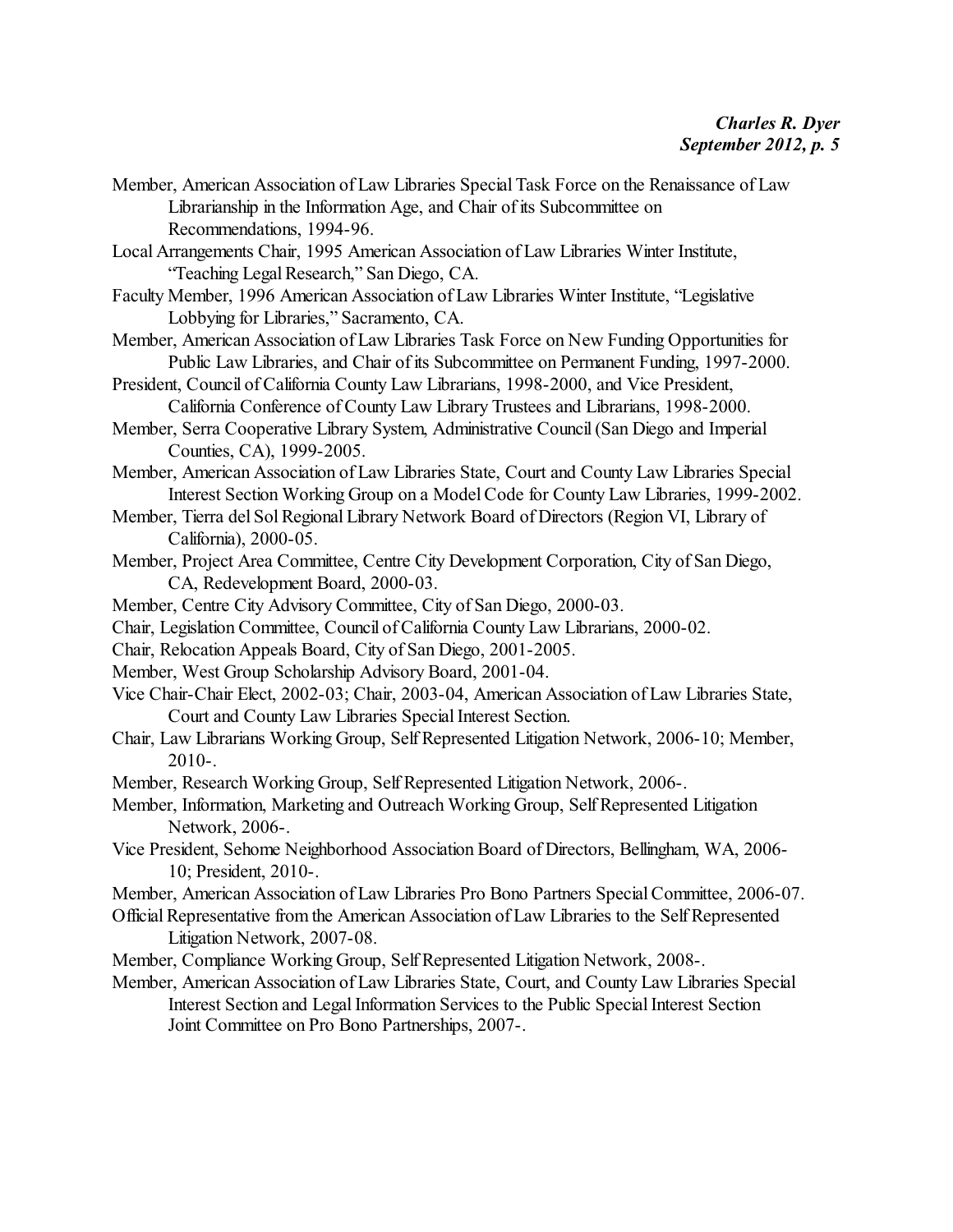Member, American Association of Law Libraries Special Task Force on the Renaissance of Law Librarianship in the Information Age, and Chair of its Subcommittee on Recommendations, 1994-96.

Local Arrangements Chair, 1995 American Association of Law Libraries Winter Institute, "Teaching Legal Research," San Diego, CA.

Faculty Member, 1996 American Association of Law Libraries Winter Institute, "Legislative Lobbying for Libraries," Sacramento, CA.

Member, American Association of Law Libraries Task Force on New Funding Opportunities for Public Law Libraries, and Chair of its Subcommittee on Permanent Funding, 1997-2000.

President, Council of California County Law Librarians, 1998-2000, and Vice President, California Conference of County Law Library Trustees and Librarians, 1998-2000.

Member, Serra Cooperative Library System, Administrative Council (San Diego and Imperial Counties, CA), 1999-2005.

Member, American Association of Law Libraries State, Court and County Law Libraries Special Interest Section Working Group on a Model Code for County Law Libraries, 1999-2002.

Member, Tierra del Sol Regional Library Network Board of Directors (Region VI, Library of California), 2000-05.

Member, Project Area Committee, Centre City Development Corporation, City of San Diego, CA, Redevelopment Board, 2000-03.

Member, Centre City Advisory Committee, City of San Diego, 2000-03.

Chair, Legislation Committee, Council of California County Law Librarians, 2000-02.

Chair, Relocation Appeals Board, City of San Diego, 2001-2005.

Member, West Group Scholarship Advisory Board, 2001-04.

Vice Chair-Chair Elect, 2002-03; Chair, 2003-04, American Association of Law Libraries State, Court and County Law Libraries Special Interest Section.

Chair, Law Librarians Working Group, Self Represented Litigation Network, 2006-10; Member, 2010-.

Member, Research Working Group, Self Represented Litigation Network, 2006-.

Member, Information, Marketing and Outreach Working Group, Self Represented Litigation Network, 2006-.

Vice President, Sehome Neighborhood Association Board of Directors, Bellingham, WA, 2006-10; President, 2010-.

Member, American Association of Law Libraries Pro Bono Partners Special Committee, 2006-07.

Official Representative from the American Association of Law Libraries to the Self Represented Litigation Network, 2007-08.

Member, Compliance Working Group, Self Represented Litigation Network, 2008-.

Member, American Association of Law Libraries State, Court, and County Law Libraries Special Interest Section and Legal Information Services to the Public Special Interest Section Joint Committee on Pro Bono Partnerships, 2007-.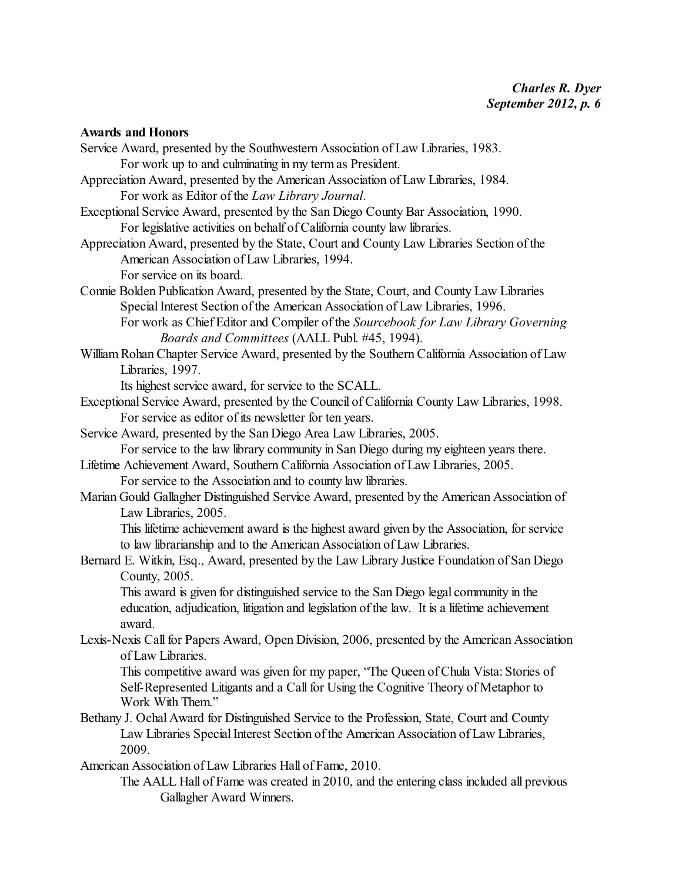**Awards and Honors**

Service Award, presented by the Southwestern Association of Law Libraries, 1983.
For work up to and culminating in my term as President.

Appreciation Award, presented by the American Association of Law Libraries, 1984.
For work as Editor of the *Law Library Journal*.

Exceptional Service Award, presented by the San Diego County Bar Association, 1990.
For legislative activities on behalf of California county law libraries.

Appreciation Award, presented by the State, Court and County Law Libraries Section of the American Association of Law Libraries, 1994.
For service on its board.

Connie Bolden Publication Award, presented by the State, Court, and County Law Libraries Special Interest Section of the American Association of Law Libraries, 1996.
For work as Chief Editor and Compiler of the *Sourcebook for Law Library Governing Boards and Committees* (AALL Publ. #45, 1994).

William Rohan Chapter Service Award, presented by the Southern California Association of Law Libraries, 1997.
Its highest service award, for service to the SCALL.

Exceptional Service Award, presented by the Council of California County Law Libraries, 1998.
For service as editor of its newsletter for ten years.

Service Award, presented by the San Diego Area Law Libraries, 2005.
For service to the law library community in San Diego during my eighteen years there.

Lifetime Achievement Award, Southern California Association of Law Libraries, 2005.
For service to the Association and to county law libraries.

Marian Gould Gallagher Distinguished Service Award, presented by the American Association of Law Libraries, 2005.
This lifetime achievement award is the highest award given by the Association, for service to law librarianship and to the American Association of Law Libraries.

Bernard E. Witkin, Esq., Award, presented by the Law Library Justice Foundation of San Diego County, 2005.
This award is given for distinguished service to the San Diego legal community in the education, adjudication, litigation and legislation of the law. It is a lifetime achievement award.

Lexis-Nexis Call for Papers Award, Open Division, 2006, presented by the American Association of Law Libraries.
This competitive award was given for my paper, "The Queen of Chula Vista: Stories of Self-Represented Litigants and a Call for Using the Cognitive Theory of Metaphor to Work With Them."

Bethany J. Ochal Award for Distinguished Service to the Profession, State, Court and County Law Libraries Special Interest Section of the American Association of Law Libraries, 2009.

American Association of Law Libraries Hall of Fame, 2010.
The AALL Hall of Fame was created in 2010, and the entering class included all previous Gallagher Award Winners.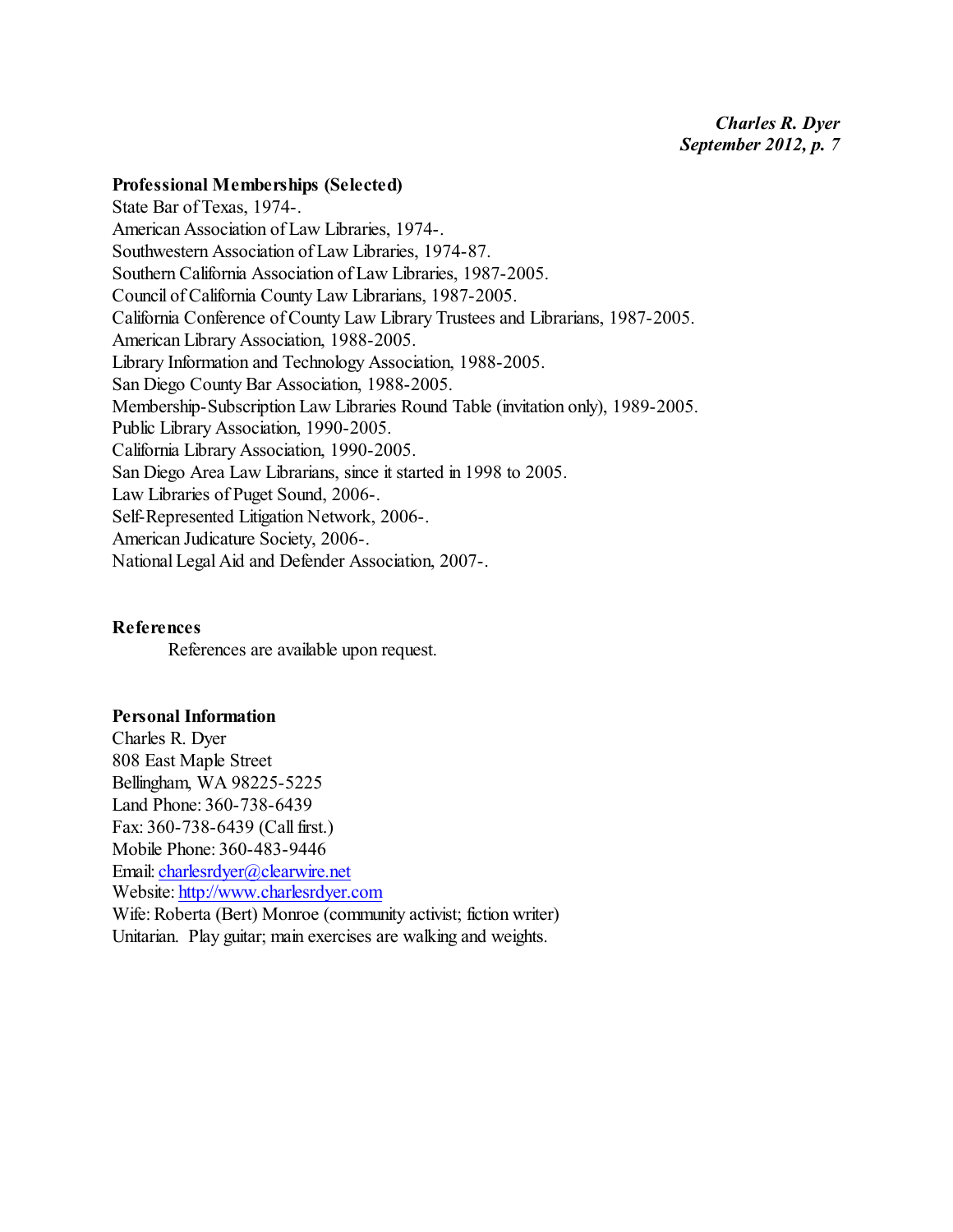**Professional Memberships (Selected)**

State Bar of Texas, 1974-.
American Association of Law Libraries, 1974-.
Southwestern Association of Law Libraries, 1974-87.
Southern California Association of Law Libraries, 1987-2005.
Council of California County Law Librarians, 1987-2005.
California Conference of County Law Library Trustees and Librarians, 1987-2005.
American Library Association, 1988-2005.
Library Information and Technology Association, 1988-2005.
San Diego County Bar Association, 1988-2005.
Membership-Subscription Law Libraries Round Table (invitation only), 1989-2005.
Public Library Association, 1990-2005.
California Library Association, 1990-2005.
San Diego Area Law Librarians, since it started in 1998 to 2005.
Law Libraries of Puget Sound, 2006-.
Self-Represented Litigation Network, 2006-.
American Judicature Society, 2006-.
National Legal Aid and Defender Association, 2007-.

**References**

References are available upon request.

**Personal Information**

Charles R. Dyer
808 East Maple Street
Bellingham, WA 98225-5225
Land Phone: 360-738-6439
Fax: 360-738-6439 (Call first.)
Mobile Phone: 360-483-9446
Email: charlesrdyer@clearwire.net
Website: http://www.charlesrdyer.com
Wife: Roberta (Bert) Monroe (community activist; fiction writer)
Unitarian. Play guitar; main exercises are walking and weights.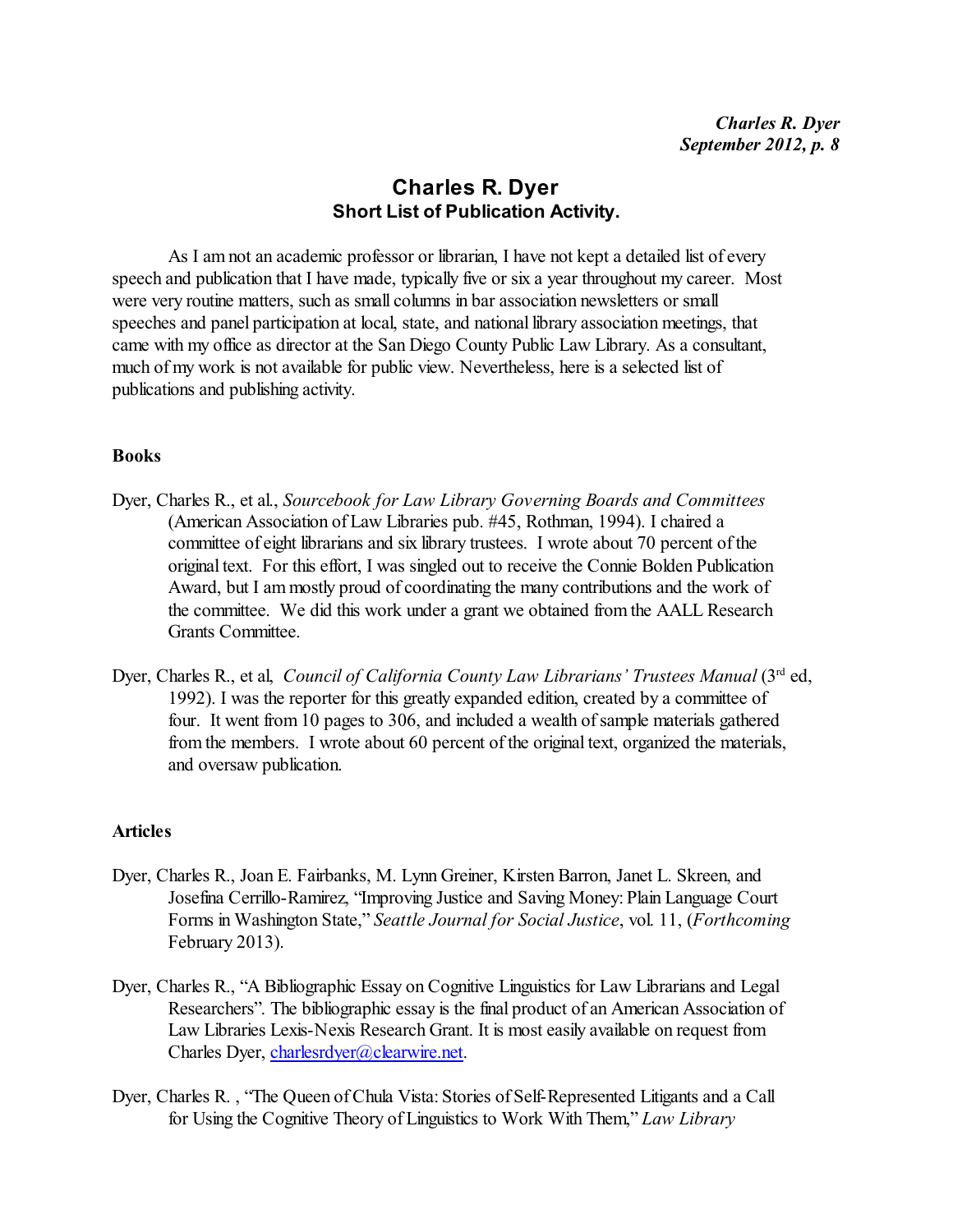# Charles R. Dyer

## Short List of Publication Activity.

As I am not an academic professor or librarian, I have not kept a detailed list of every speech and publication that I have made, typically five or six a year throughout my career. Most were very routine matters, such as small columns in bar association newsletters or small speeches and panel participation at local, state, and national library association meetings, that came with my office as director at the San Diego County Public Law Library. As a consultant, much of my work is not available for public view. Nevertheless, here is a selected list of publications and publishing activity.

### Books

Dyer, Charles R., et al., *Sourcebook for Law Library Governing Boards and Committees* (American Association of Law Libraries pub. #45, Rothman, 1994). I chaired a committee of eight librarians and six library trustees. I wrote about 70 percent of the original text. For this effort, I was singled out to receive the Connie Bolden Publication Award, but I am mostly proud of coordinating the many contributions and the work of the committee. We did this work under a grant we obtained from the AALL Research Grants Committee.

Dyer, Charles R., et al, *Council of California County Law Librarians' Trustees Manual* (3rd ed, 1992). I was the reporter for this greatly expanded edition, created by a committee of four. It went from 10 pages to 306, and included a wealth of sample materials gathered from the members. I wrote about 60 percent of the original text, organized the materials, and oversaw publication.

### Articles

Dyer, Charles R., Joan E. Fairbanks, M. Lynn Greiner, Kirsten Barron, Janet L. Skreen, and Josefina Cerrillo-Ramirez, "Improving Justice and Saving Money: Plain Language Court Forms in Washington State," *Seattle Journal for Social Justice*, vol. 11, (*Forthcoming* February 2013).

Dyer, Charles R., "A Bibliographic Essay on Cognitive Linguistics for Law Librarians and Legal Researchers". The bibliographic essay is the final product of an American Association of Law Libraries Lexis-Nexis Research Grant. It is most easily available on request from Charles Dyer, charlesrdyer@clearwire.net.

Dyer, Charles R. , "The Queen of Chula Vista: Stories of Self-Represented Litigants and a Call for Using the Cognitive Theory of Linguistics to Work With Them," *Law Library*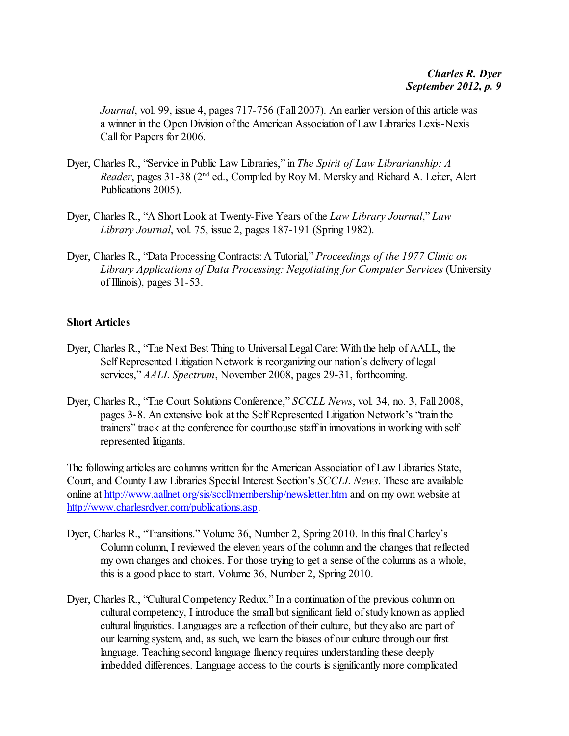*Journal*, vol. 99, issue 4, pages 717-756 (Fall 2007). An earlier version of this article was a winner in the Open Division of the American Association of Law Libraries Lexis-Nexis Call for Papers for 2006.

Dyer, Charles R., "Service in Public Law Libraries," in *The Spirit of Law Librarianship: A Reader*, pages 31-38 (2nd ed., Compiled by Roy M. Mersky and Richard A. Leiter, Alert Publications 2005).

Dyer, Charles R., "A Short Look at Twenty-Five Years of the *Law Library Journal*," *Law Library Journal*, vol. 75, issue 2, pages 187-191 (Spring 1982).

Dyer, Charles R., "Data Processing Contracts: A Tutorial," *Proceedings of the 1977 Clinic on Library Applications of Data Processing: Negotiating for Computer Services* (University of Illinois), pages 31-53.

**Short Articles**

Dyer, Charles R., "The Next Best Thing to Universal Legal Care: With the help of AALL, the Self Represented Litigation Network is reorganizing our nation's delivery of legal services," *AALL Spectrum*, November 2008, pages 29-31, forthcoming.

Dyer, Charles R., "The Court Solutions Conference," *SCCLL News*, vol. 34, no. 3, Fall 2008, pages 3-8. An extensive look at the Self Represented Litigation Network's "train the trainers" track at the conference for courthouse staff in innovations in working with self represented litigants.

The following articles are columns written for the American Association of Law Libraries State, Court, and County Law Libraries Special Interest Section's *SCCLL News*. These are available online at http://www.aallnet.org/sis/sccll/membership/newsletter.htm and on my own website at http://www.charlesrdyer.com/publications.asp.

Dyer, Charles R., "Transitions." Volume 36, Number 2, Spring 2010. In this final Charley's Column column, I reviewed the eleven years of the column and the changes that reflected my own changes and choices. For those trying to get a sense of the columns as a whole, this is a good place to start. Volume 36, Number 2, Spring 2010.

Dyer, Charles R., "Cultural Competency Redux." In a continuation of the previous column on cultural competency, I introduce the small but significant field of study known as applied cultural linguistics. Languages are a reflection of their culture, but they also are part of our learning system, and, as such, we learn the biases of our culture through our first language. Teaching second language fluency requires understanding these deeply imbedded differences. Language access to the courts is significantly more complicated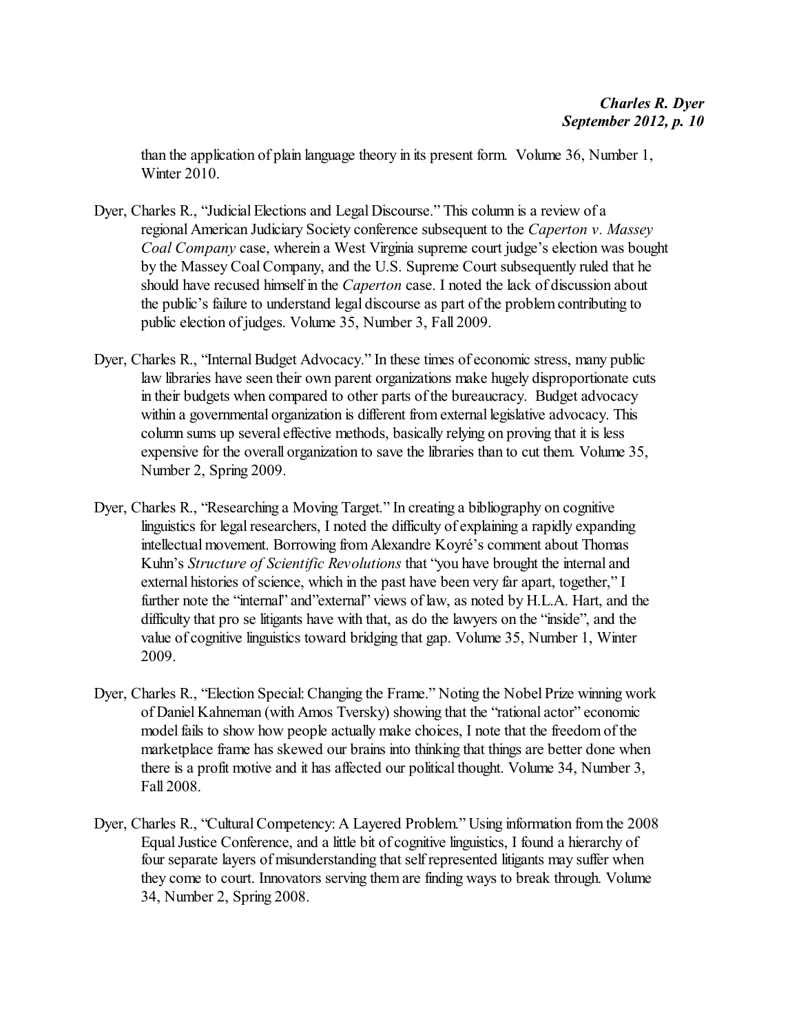than the application of plain language theory in its present form. Volume 36, Number 1, Winter 2010.

Dyer, Charles R., "Judicial Elections and Legal Discourse." This column is a review of a regional American Judiciary Society conference subsequent to the *Caperton v. Massey Coal Company* case, wherein a West Virginia supreme court judge's election was bought by the Massey Coal Company, and the U.S. Supreme Court subsequently ruled that he should have recused himself in the *Caperton* case. I noted the lack of discussion about the public's failure to understand legal discourse as part of the problem contributing to public election of judges. Volume 35, Number 3, Fall 2009.

Dyer, Charles R., "Internal Budget Advocacy." In these times of economic stress, many public law libraries have seen their own parent organizations make hugely disproportionate cuts in their budgets when compared to other parts of the bureaucracy. Budget advocacy within a governmental organization is different from external legislative advocacy. This column sums up several effective methods, basically relying on proving that it is less expensive for the overall organization to save the libraries than to cut them. Volume 35, Number 2, Spring 2009.

Dyer, Charles R., "Researching a Moving Target." In creating a bibliography on cognitive linguistics for legal researchers, I noted the difficulty of explaining a rapidly expanding intellectual movement. Borrowing from Alexandre Koyré's comment about Thomas Kuhn's *Structure of Scientific Revolutions* that "you have brought the internal and external histories of science, which in the past have been very far apart, together," I further note the "internal" and"external" views of law, as noted by H.L.A. Hart, and the difficulty that pro se litigants have with that, as do the lawyers on the "inside", and the value of cognitive linguistics toward bridging that gap. Volume 35, Number 1, Winter 2009.

Dyer, Charles R., "Election Special: Changing the Frame." Noting the Nobel Prize winning work of Daniel Kahneman (with Amos Tversky) showing that the "rational actor" economic model fails to show how people actually make choices, I note that the freedom of the marketplace frame has skewed our brains into thinking that things are better done when there is a profit motive and it has affected our political thought. Volume 34, Number 3, Fall 2008.

Dyer, Charles R., "Cultural Competency: A Layered Problem." Using information from the 2008 Equal Justice Conference, and a little bit of cognitive linguistics, I found a hierarchy of four separate layers of misunderstanding that self represented litigants may suffer when they come to court. Innovators serving them are finding ways to break through. Volume 34, Number 2, Spring 2008.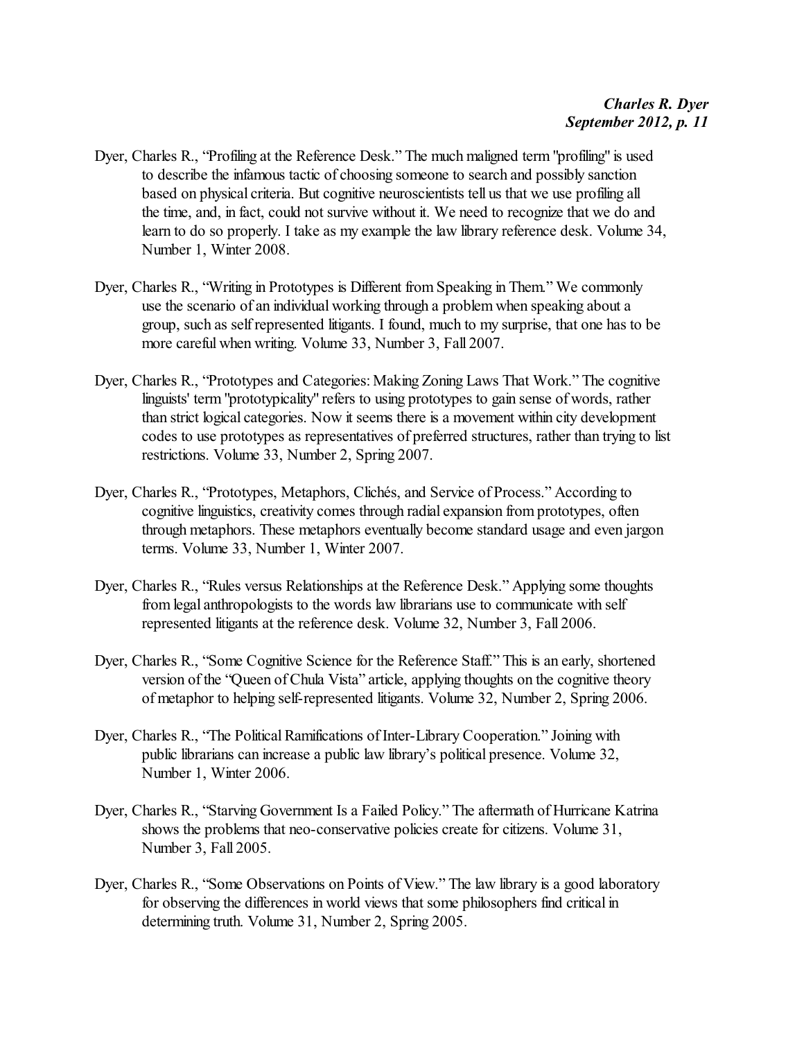Dyer, Charles R., “Profiling at the Reference Desk.” The much maligned term "profiling" is used to describe the infamous tactic of choosing someone to search and possibly sanction based on physical criteria. But cognitive neuroscientists tell us that we use profiling all the time, and, in fact, could not survive without it. We need to recognize that we do and learn to do so properly. I take as my example the law library reference desk. Volume 34, Number 1, Winter 2008.

Dyer, Charles R., “Writing in Prototypes is Different from Speaking in Them.” We commonly use the scenario of an individual working through a problem when speaking about a group, such as self represented litigants. I found, much to my surprise, that one has to be more careful when writing. Volume 33, Number 3, Fall 2007.

Dyer, Charles R., “Prototypes and Categories: Making Zoning Laws That Work.” The cognitive linguists' term "prototypicality" refers to using prototypes to gain sense of words, rather than strict logical categories. Now it seems there is a movement within city development codes to use prototypes as representatives of preferred structures, rather than trying to list restrictions. Volume 33, Number 2, Spring 2007.

Dyer, Charles R., “Prototypes, Metaphors, Clichés, and Service of Process.” According to cognitive linguistics, creativity comes through radial expansion from prototypes, often through metaphors. These metaphors eventually become standard usage and even jargon terms. Volume 33, Number 1, Winter 2007.

Dyer, Charles R., “Rules versus Relationships at the Reference Desk.” Applying some thoughts from legal anthropologists to the words law librarians use to communicate with self represented litigants at the reference desk. Volume 32, Number 3, Fall 2006.

Dyer, Charles R., “Some Cognitive Science for the Reference Staff.” This is an early, shortened version of the “Queen of Chula Vista” article, applying thoughts on the cognitive theory of metaphor to helping self-represented litigants. Volume 32, Number 2, Spring 2006.

Dyer, Charles R., “The Political Ramifications of Inter-Library Cooperation.” Joining with public librarians can increase a public law library’s political presence. Volume 32, Number 1, Winter 2006.

Dyer, Charles R., “Starving Government Is a Failed Policy.” The aftermath of Hurricane Katrina shows the problems that neo-conservative policies create for citizens. Volume 31, Number 3, Fall 2005.

Dyer, Charles R., “Some Observations on Points of View.” The law library is a good laboratory for observing the differences in world views that some philosophers find critical in determining truth. Volume 31, Number 2, Spring 2005.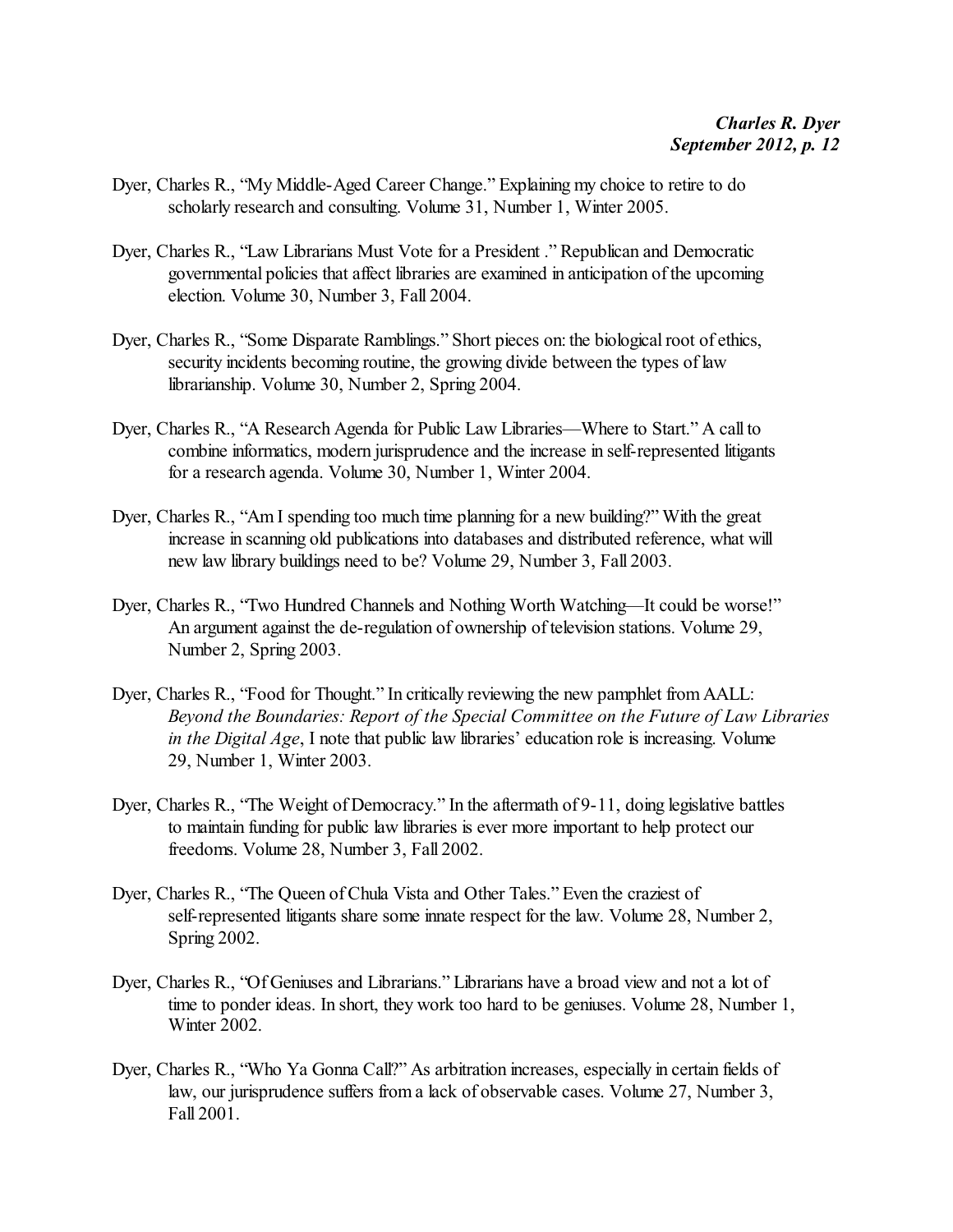Dyer, Charles R., "My Middle-Aged Career Change." Explaining my choice to retire to do scholarly research and consulting. Volume 31, Number 1, Winter 2005.

Dyer, Charles R., "Law Librarians Must Vote for a President ." Republican and Democratic governmental policies that affect libraries are examined in anticipation of the upcoming election. Volume 30, Number 3, Fall 2004.

Dyer, Charles R., "Some Disparate Ramblings." Short pieces on: the biological root of ethics, security incidents becoming routine, the growing divide between the types of law librarianship. Volume 30, Number 2, Spring 2004.

Dyer, Charles R., "A Research Agenda for Public Law Libraries—Where to Start." A call to combine informatics, modern jurisprudence and the increase in self-represented litigants for a research agenda. Volume 30, Number 1, Winter 2004.

Dyer, Charles R., "Am I spending too much time planning for a new building?" With the great increase in scanning old publications into databases and distributed reference, what will new law library buildings need to be? Volume 29, Number 3, Fall 2003.

Dyer, Charles R., "Two Hundred Channels and Nothing Worth Watching—It could be worse!" An argument against the de-regulation of ownership of television stations. Volume 29, Number 2, Spring 2003.

Dyer, Charles R., "Food for Thought." In critically reviewing the new pamphlet from AALL: *Beyond the Boundaries: Report of the Special Committee on the Future of Law Libraries in the Digital Age*, I note that public law libraries' education role is increasing. Volume 29, Number 1, Winter 2003.

Dyer, Charles R., "The Weight of Democracy." In the aftermath of 9-11, doing legislative battles to maintain funding for public law libraries is ever more important to help protect our freedoms. Volume 28, Number 3, Fall 2002.

Dyer, Charles R., "The Queen of Chula Vista and Other Tales." Even the craziest of self-represented litigants share some innate respect for the law. Volume 28, Number 2, Spring 2002.

Dyer, Charles R., "Of Geniuses and Librarians." Librarians have a broad view and not a lot of time to ponder ideas. In short, they work too hard to be geniuses. Volume 28, Number 1, Winter 2002.

Dyer, Charles R., "Who Ya Gonna Call?" As arbitration increases, especially in certain fields of law, our jurisprudence suffers from a lack of observable cases. Volume 27, Number 3, Fall 2001.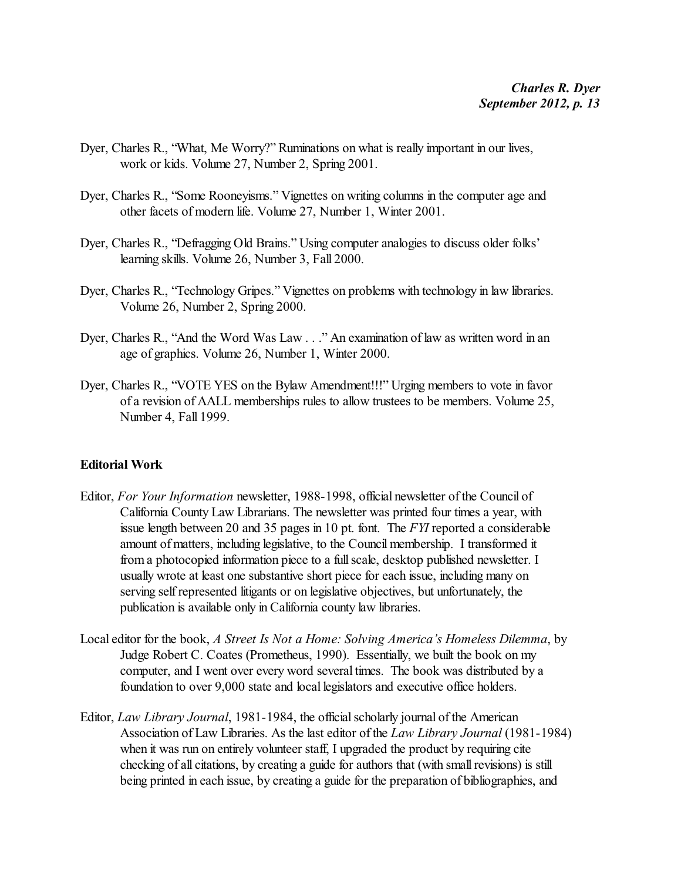Dyer, Charles R., "What, Me Worry?" Ruminations on what is really important in our lives, work or kids. Volume 27, Number 2, Spring 2001.

Dyer, Charles R., "Some Rooneyisms." Vignettes on writing columns in the computer age and other facets of modern life. Volume 27, Number 1, Winter 2001.

Dyer, Charles R., "Defragging Old Brains." Using computer analogies to discuss older folks' learning skills. Volume 26, Number 3, Fall 2000.

Dyer, Charles R., "Technology Gripes." Vignettes on problems with technology in law libraries. Volume 26, Number 2, Spring 2000.

Dyer, Charles R., "And the Word Was Law . . ." An examination of law as written word in an age of graphics. Volume 26, Number 1, Winter 2000.

Dyer, Charles R., "VOTE YES on the Bylaw Amendment!!!" Urging members to vote in favor of a revision of AALL memberships rules to allow trustees to be members. Volume 25, Number 4, Fall 1999.

**Editorial Work**

Editor, *For Your Information* newsletter, 1988-1998, official newsletter of the Council of California County Law Librarians. The newsletter was printed four times a year, with issue length between 20 and 35 pages in 10 pt. font. The *FYI* reported a considerable amount of matters, including legislative, to the Council membership. I transformed it from a photocopied information piece to a full scale, desktop published newsletter. I usually wrote at least one substantive short piece for each issue, including many on serving self represented litigants or on legislative objectives, but unfortunately, the publication is available only in California county law libraries.

Local editor for the book, *A Street Is Not a Home: Solving America's Homeless Dilemma*, by Judge Robert C. Coates (Prometheus, 1990). Essentially, we built the book on my computer, and I went over every word several times. The book was distributed by a foundation to over 9,000 state and local legislators and executive office holders.

Editor, *Law Library Journal*, 1981-1984, the official scholarly journal of the American Association of Law Libraries. As the last editor of the *Law Library Journal* (1981-1984) when it was run on entirely volunteer staff, I upgraded the product by requiring cite checking of all citations, by creating a guide for authors that (with small revisions) is still being printed in each issue, by creating a guide for the preparation of bibliographies, and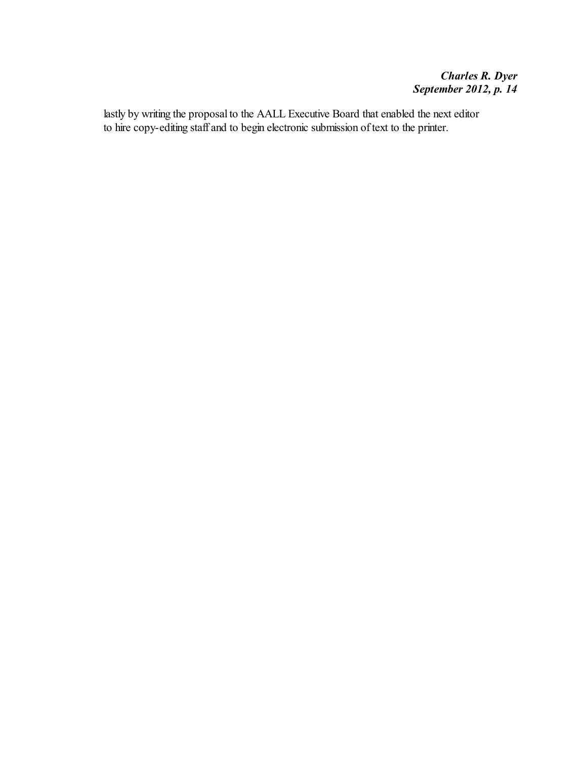lastly by writing the proposal to the AALL Executive Board that enabled the next editor to hire copy-editing staff and to begin electronic submission of text to the printer.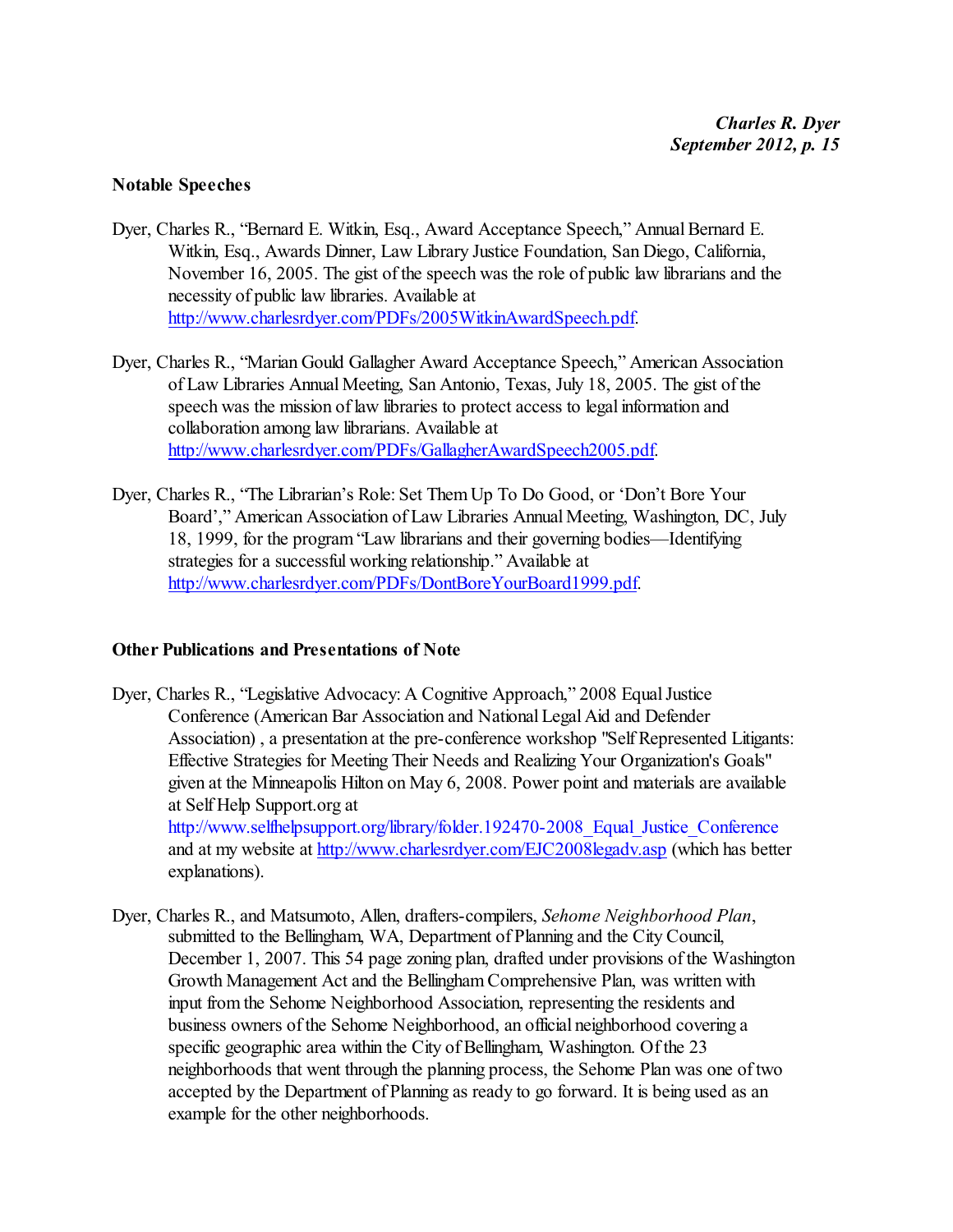## Notable Speeches

Dyer, Charles R., "Bernard E. Witkin, Esq., Award Acceptance Speech," Annual Bernard E. Witkin, Esq., Awards Dinner, Law Library Justice Foundation, San Diego, California, November 16, 2005. The gist of the speech was the role of public law librarians and the necessity of public law libraries. Available at http://www.charlesrdyer.com/PDFs/2005WitkinAwardSpeech.pdf.

Dyer, Charles R., "Marian Gould Gallagher Award Acceptance Speech," American Association of Law Libraries Annual Meeting, San Antonio, Texas, July 18, 2005. The gist of the speech was the mission of law libraries to protect access to legal information and collaboration among law librarians. Available at http://www.charlesrdyer.com/PDFs/GallagherAwardSpeech2005.pdf.

Dyer, Charles R., "The Librarian's Role: Set Them Up To Do Good, or 'Don't Bore Your Board'," American Association of Law Libraries Annual Meeting, Washington, DC, July 18, 1999, for the program "Law librarians and their governing bodies—Identifying strategies for a successful working relationship." Available at http://www.charlesrdyer.com/PDFs/DontBoreYourBoard1999.pdf.

## Other Publications and Presentations of Note

Dyer, Charles R., "Legislative Advocacy: A Cognitive Approach," 2008 Equal Justice Conference (American Bar Association and National Legal Aid and Defender Association) , a presentation at the pre-conference workshop "Self Represented Litigants: Effective Strategies for Meeting Their Needs and Realizing Your Organization's Goals" given at the Minneapolis Hilton on May 6, 2008. Power point and materials are available at Self Help Support.org at http://www.selfhelpsupport.org/library/folder.192470-2008_Equal_Justice_Conference and at my website at http://www.charlesrdyer.com/EJC2008legadv.asp (which has better explanations).

Dyer, Charles R., and Matsumoto, Allen, drafters-compilers, *Sehome Neighborhood Plan*, submitted to the Bellingham, WA, Department of Planning and the City Council, December 1, 2007. This 54 page zoning plan, drafted under provisions of the Washington Growth Management Act and the Bellingham Comprehensive Plan, was written with input from the Sehome Neighborhood Association, representing the residents and business owners of the Sehome Neighborhood, an official neighborhood covering a specific geographic area within the City of Bellingham, Washington. Of the 23 neighborhoods that went through the planning process, the Sehome Plan was one of two accepted by the Department of Planning as ready to go forward. It is being used as an example for the other neighborhoods.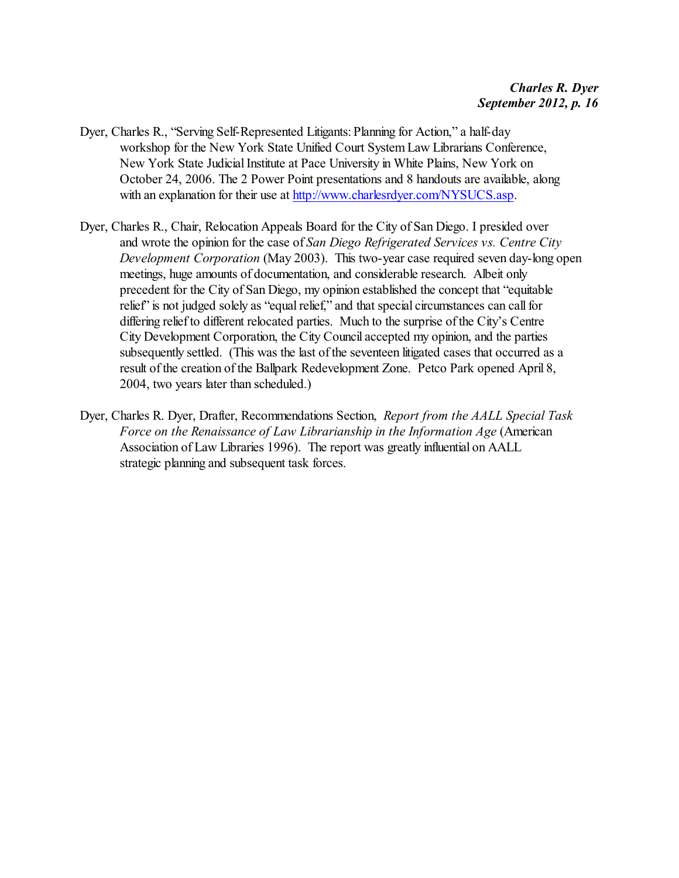Dyer, Charles R., "Serving Self-Represented Litigants: Planning for Action," a half-day workshop for the New York State Unified Court System Law Librarians Conference, New York State Judicial Institute at Pace University in White Plains, New York on October 24, 2006. The 2 Power Point presentations and 8 handouts are available, along with an explanation for their use at http://www.charlesrdyer.com/NYSUCS.asp.

Dyer, Charles R., Chair, Relocation Appeals Board for the City of San Diego. I presided over and wrote the opinion for the case of *San Diego Refrigerated Services vs. Centre City Development Corporation* (May 2003). This two-year case required seven day-long open meetings, huge amounts of documentation, and considerable research. Albeit only precedent for the City of San Diego, my opinion established the concept that "equitable relief" is not judged solely as "equal relief," and that special circumstances can call for differing relief to different relocated parties. Much to the surprise of the City's Centre City Development Corporation, the City Council accepted my opinion, and the parties subsequently settled. (This was the last of the seventeen litigated cases that occurred as a result of the creation of the Ballpark Redevelopment Zone. Petco Park opened April 8, 2004, two years later than scheduled.)

Dyer, Charles R. Dyer, Drafter, Recommendations Section, *Report from the AALL Special Task Force on the Renaissance of Law Librarianship in the Information Age* (American Association of Law Libraries 1996). The report was greatly influential on AALL strategic planning and subsequent task forces.